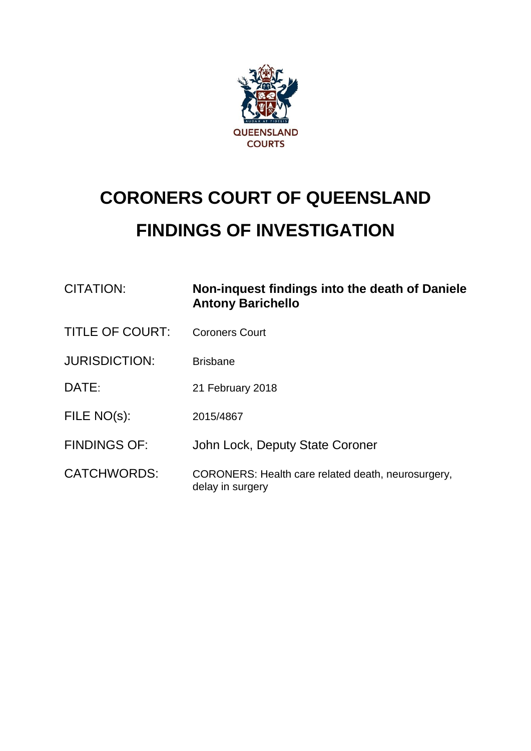QUEENSLAND COURTS

# CORONERS COURT OF QUEENSLAND

# FINDINGS OF INVESTIGATION

| | |
|---|---|
| CITATION: | **Non-inquest findings into the death of Daniele Antony Barichello** |
| TITLE OF COURT: | Coroners Court |
| JURISDICTION: | Brisbane |
| DATE: | 21 February 2018 |
| FILE NO(s): | 2015/4867 |
| FINDINGS OF: | John Lock, Deputy State Coroner |
| CATCHWORDS: | CORONERS: Health care related death, neurosurgery, delay in surgery |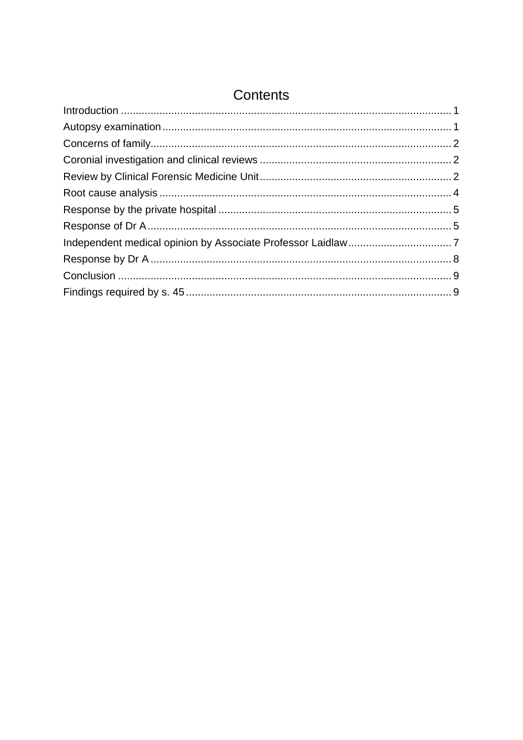# Contents

Introduction ............................................................................................................... 1
Autopsy examination ................................................................................................. 1
Concerns of family ..................................................................................................... 2
Coronial investigation and clinical reviews ................................................................ 2
Review by Clinical Forensic Medicine Unit ................................................................. 2
Root cause analysis .................................................................................................. 4
Response by the private hospital ............................................................................... 5
Response of Dr A ...................................................................................................... 5
Independent medical opinion by Associate Professor Laidlaw ................................... 7
Response by Dr A ..................................................................................................... 8
Conclusion ................................................................................................................ 9
Findings required by s. 45 ......................................................................................... 9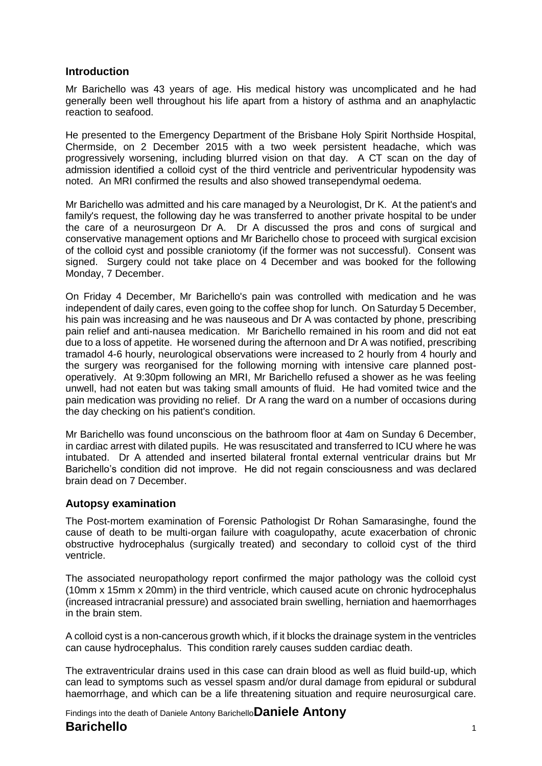## Introduction

Mr Barichello was 43 years of age. His medical history was uncomplicated and he had generally been well throughout his life apart from a history of asthma and an anaphylactic reaction to seafood.

He presented to the Emergency Department of the Brisbane Holy Spirit Northside Hospital, Chermside, on 2 December 2015 with a two week persistent headache, which was progressively worsening, including blurred vision on that day. A CT scan on the day of admission identified a colloid cyst of the third ventricle and periventricular hypodensity was noted. An MRI confirmed the results and also showed transependymal oedema.

Mr Barichello was admitted and his care managed by a Neurologist, Dr K. At the patient's and family's request, the following day he was transferred to another private hospital to be under the care of a neurosurgeon Dr A. Dr A discussed the pros and cons of surgical and conservative management options and Mr Barichello chose to proceed with surgical excision of the colloid cyst and possible craniotomy (if the former was not successful). Consent was signed. Surgery could not take place on 4 December and was booked for the following Monday, 7 December.

On Friday 4 December, Mr Barichello's pain was controlled with medication and he was independent of daily cares, even going to the coffee shop for lunch. On Saturday 5 December, his pain was increasing and he was nauseous and Dr A was contacted by phone, prescribing pain relief and anti-nausea medication. Mr Barichello remained in his room and did not eat due to a loss of appetite. He worsened during the afternoon and Dr A was notified, prescribing tramadol 4-6 hourly, neurological observations were increased to 2 hourly from 4 hourly and the surgery was reorganised for the following morning with intensive care planned post-operatively. At 9:30pm following an MRI, Mr Barichello refused a shower as he was feeling unwell, had not eaten but was taking small amounts of fluid. He had vomited twice and the pain medication was providing no relief. Dr A rang the ward on a number of occasions during the day checking on his patient's condition.

Mr Barichello was found unconscious on the bathroom floor at 4am on Sunday 6 December, in cardiac arrest with dilated pupils. He was resuscitated and transferred to ICU where he was intubated. Dr A attended and inserted bilateral frontal external ventricular drains but Mr Barichello's condition did not improve. He did not regain consciousness and was declared brain dead on 7 December.

## Autopsy examination

The Post-mortem examination of Forensic Pathologist Dr Rohan Samarasinghe, found the cause of death to be multi-organ failure with coagulopathy, acute exacerbation of chronic obstructive hydrocephalus (surgically treated) and secondary to colloid cyst of the third ventricle.

The associated neuropathology report confirmed the major pathology was the colloid cyst (10mm x 15mm x 20mm) in the third ventricle, which caused acute on chronic hydrocephalus (increased intracranial pressure) and associated brain swelling, herniation and haemorrhages in the brain stem.

A colloid cyst is a non-cancerous growth which, if it blocks the drainage system in the ventricles can cause hydrocephalus. This condition rarely causes sudden cardiac death.

The extraventricular drains used in this case can drain blood as well as fluid build-up, which can lead to symptoms such as vessel spasm and/or dural damage from epidural or subdural haemorrhage, and which can be a life threatening situation and require neurosurgical care.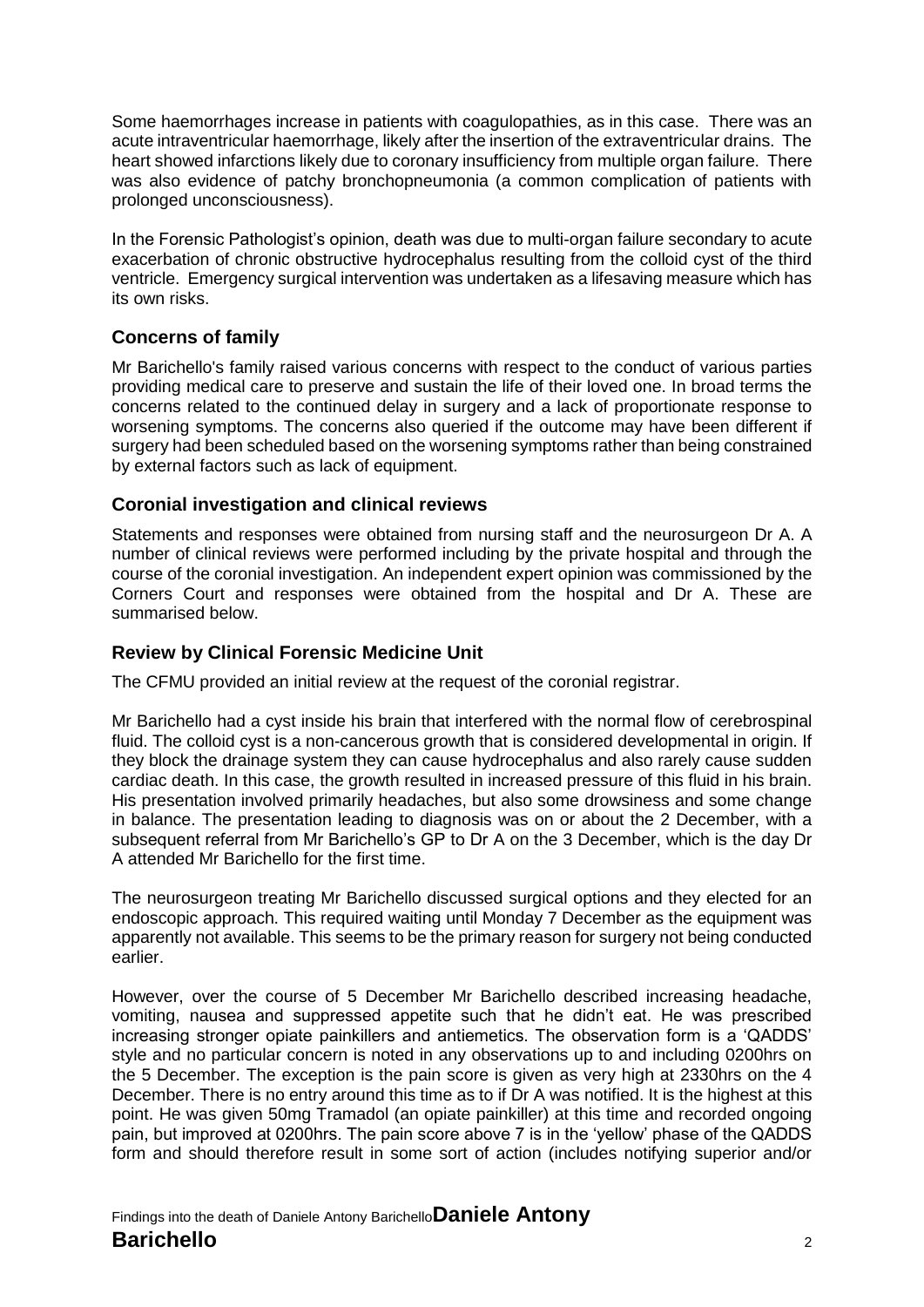Some haemorrhages increase in patients with coagulopathies, as in this case. There was an acute intraventricular haemorrhage, likely after the insertion of the extraventricular drains. The heart showed infarctions likely due to coronary insufficiency from multiple organ failure. There was also evidence of patchy bronchopneumonia (a common complication of patients with prolonged unconsciousness).

In the Forensic Pathologist's opinion, death was due to multi-organ failure secondary to acute exacerbation of chronic obstructive hydrocephalus resulting from the colloid cyst of the third ventricle. Emergency surgical intervention was undertaken as a lifesaving measure which has its own risks.

## Concerns of family

Mr Barichello's family raised various concerns with respect to the conduct of various parties providing medical care to preserve and sustain the life of their loved one. In broad terms the concerns related to the continued delay in surgery and a lack of proportionate response to worsening symptoms. The concerns also queried if the outcome may have been different if surgery had been scheduled based on the worsening symptoms rather than being constrained by external factors such as lack of equipment.

## Coronial investigation and clinical reviews

Statements and responses were obtained from nursing staff and the neurosurgeon Dr A. A number of clinical reviews were performed including by the private hospital and through the course of the coronial investigation. An independent expert opinion was commissioned by the Corners Court and responses were obtained from the hospital and Dr A. These are summarised below.

## Review by Clinical Forensic Medicine Unit

The CFMU provided an initial review at the request of the coronial registrar.

Mr Barichello had a cyst inside his brain that interfered with the normal flow of cerebrospinal fluid. The colloid cyst is a non-cancerous growth that is considered developmental in origin. If they block the drainage system they can cause hydrocephalus and also rarely cause sudden cardiac death. In this case, the growth resulted in increased pressure of this fluid in his brain. His presentation involved primarily headaches, but also some drowsiness and some change in balance. The presentation leading to diagnosis was on or about the 2 December, with a subsequent referral from Mr Barichello's GP to Dr A on the 3 December, which is the day Dr A attended Mr Barichello for the first time.

The neurosurgeon treating Mr Barichello discussed surgical options and they elected for an endoscopic approach. This required waiting until Monday 7 December as the equipment was apparently not available. This seems to be the primary reason for surgery not being conducted earlier.

However, over the course of 5 December Mr Barichello described increasing headache, vomiting, nausea and suppressed appetite such that he didn't eat. He was prescribed increasing stronger opiate painkillers and antiemetics. The observation form is a 'QADDS' style and no particular concern is noted in any observations up to and including 0200hrs on the 5 December. The exception is the pain score is given as very high at 2330hrs on the 4 December. There is no entry around this time as to if Dr A was notified. It is the highest at this point. He was given 50mg Tramadol (an opiate painkiller) at this time and recorded ongoing pain, but improved at 0200hrs. The pain score above 7 is in the 'yellow' phase of the QADDS form and should therefore result in some sort of action (includes notifying superior and/or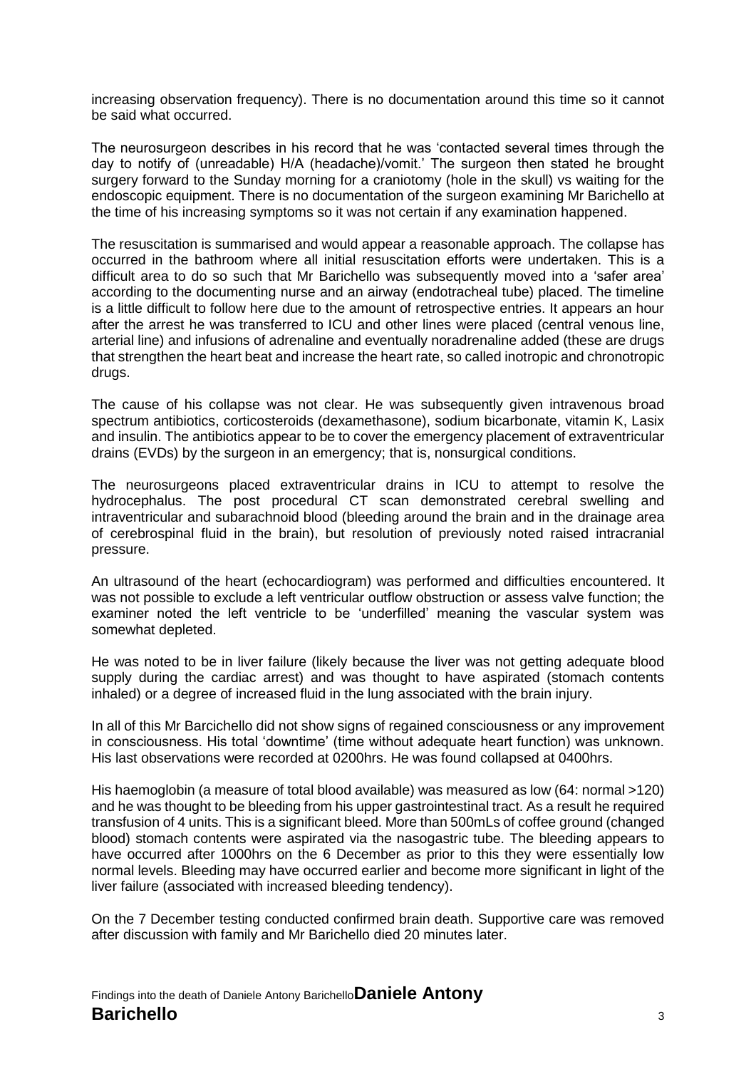increasing observation frequency). There is no documentation around this time so it cannot be said what occurred.

The neurosurgeon describes in his record that he was 'contacted several times through the day to notify of (unreadable) H/A (headache)/vomit.' The surgeon then stated he brought surgery forward to the Sunday morning for a craniotomy (hole in the skull) vs waiting for the endoscopic equipment. There is no documentation of the surgeon examining Mr Barichello at the time of his increasing symptoms so it was not certain if any examination happened.

The resuscitation is summarised and would appear a reasonable approach. The collapse has occurred in the bathroom where all initial resuscitation efforts were undertaken. This is a difficult area to do so such that Mr Barichello was subsequently moved into a 'safer area' according to the documenting nurse and an airway (endotracheal tube) placed. The timeline is a little difficult to follow here due to the amount of retrospective entries. It appears an hour after the arrest he was transferred to ICU and other lines were placed (central venous line, arterial line) and infusions of adrenaline and eventually noradrenaline added (these are drugs that strengthen the heart beat and increase the heart rate, so called inotropic and chronotropic drugs.

The cause of his collapse was not clear. He was subsequently given intravenous broad spectrum antibiotics, corticosteroids (dexamethasone), sodium bicarbonate, vitamin K, Lasix and insulin. The antibiotics appear to be to cover the emergency placement of extraventricular drains (EVDs) by the surgeon in an emergency; that is, nonsurgical conditions.

The neurosurgeons placed extraventricular drains in ICU to attempt to resolve the hydrocephalus. The post procedural CT scan demonstrated cerebral swelling and intraventricular and subarachnoid blood (bleeding around the brain and in the drainage area of cerebrospinal fluid in the brain), but resolution of previously noted raised intracranial pressure.

An ultrasound of the heart (echocardiogram) was performed and difficulties encountered. It was not possible to exclude a left ventricular outflow obstruction or assess valve function; the examiner noted the left ventricle to be 'underfilled' meaning the vascular system was somewhat depleted.

He was noted to be in liver failure (likely because the liver was not getting adequate blood supply during the cardiac arrest) and was thought to have aspirated (stomach contents inhaled) or a degree of increased fluid in the lung associated with the brain injury.

In all of this Mr Barcichello did not show signs of regained consciousness or any improvement in consciousness. His total 'downtime' (time without adequate heart function) was unknown. His last observations were recorded at 0200hrs. He was found collapsed at 0400hrs.

His haemoglobin (a measure of total blood available) was measured as low (64: normal >120) and he was thought to be bleeding from his upper gastrointestinal tract. As a result he required transfusion of 4 units. This is a significant bleed. More than 500mLs of coffee ground (changed blood) stomach contents were aspirated via the nasogastric tube. The bleeding appears to have occurred after 1000hrs on the 6 December as prior to this they were essentially low normal levels. Bleeding may have occurred earlier and become more significant in light of the liver failure (associated with increased bleeding tendency).

On the 7 December testing conducted confirmed brain death. Supportive care was removed after discussion with family and Mr Barichello died 20 minutes later.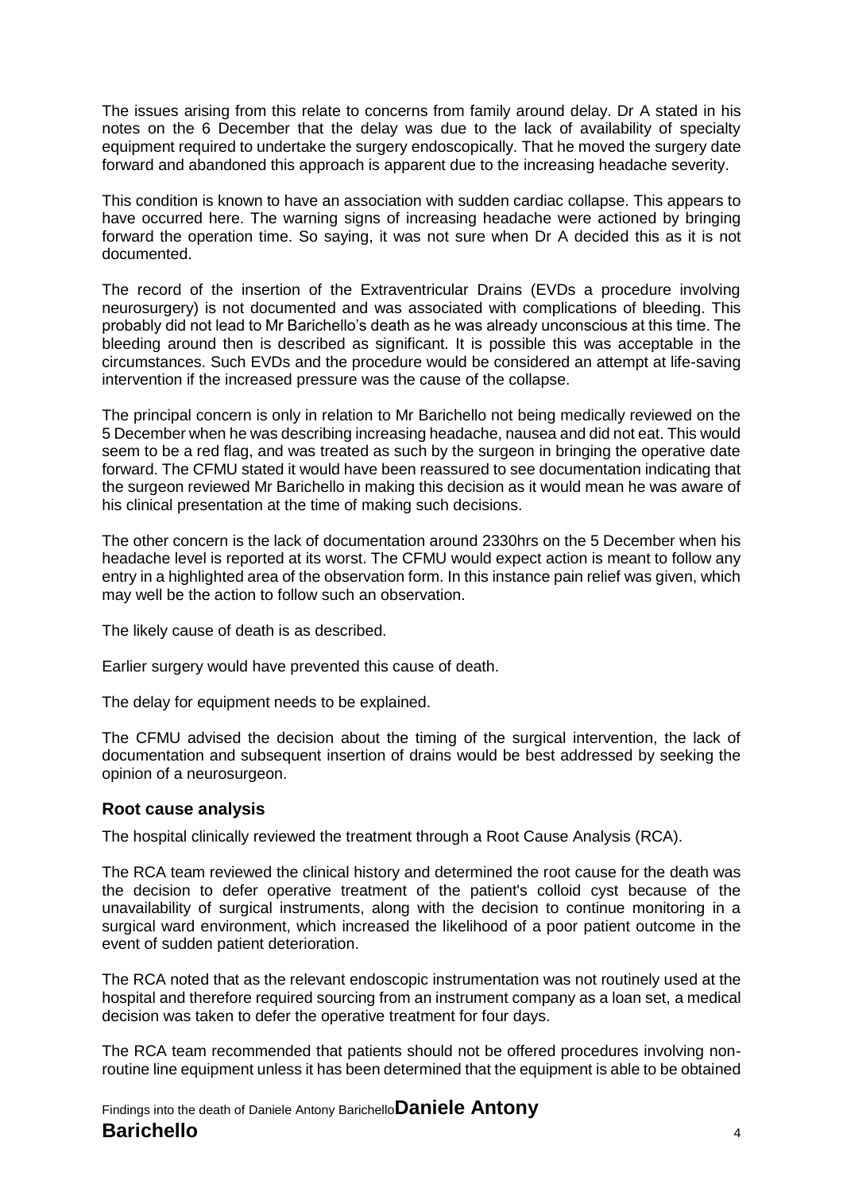The issues arising from this relate to concerns from family around delay. Dr A stated in his notes on the 6 December that the delay was due to the lack of availability of specialty equipment required to undertake the surgery endoscopically. That he moved the surgery date forward and abandoned this approach is apparent due to the increasing headache severity.

This condition is known to have an association with sudden cardiac collapse. This appears to have occurred here. The warning signs of increasing headache were actioned by bringing forward the operation time. So saying, it was not sure when Dr A decided this as it is not documented.

The record of the insertion of the Extraventricular Drains (EVDs a procedure involving neurosurgery) is not documented and was associated with complications of bleeding. This probably did not lead to Mr Barichello's death as he was already unconscious at this time. The bleeding around then is described as significant. It is possible this was acceptable in the circumstances. Such EVDs and the procedure would be considered an attempt at life-saving intervention if the increased pressure was the cause of the collapse.

The principal concern is only in relation to Mr Barichello not being medically reviewed on the 5 December when he was describing increasing headache, nausea and did not eat. This would seem to be a red flag, and was treated as such by the surgeon in bringing the operative date forward. The CFMU stated it would have been reassured to see documentation indicating that the surgeon reviewed Mr Barichello in making this decision as it would mean he was aware of his clinical presentation at the time of making such decisions.

The other concern is the lack of documentation around 2330hrs on the 5 December when his headache level is reported at its worst. The CFMU would expect action is meant to follow any entry in a highlighted area of the observation form. In this instance pain relief was given, which may well be the action to follow such an observation.

The likely cause of death is as described.

Earlier surgery would have prevented this cause of death.

The delay for equipment needs to be explained.

The CFMU advised the decision about the timing of the surgical intervention, the lack of documentation and subsequent insertion of drains would be best addressed by seeking the opinion of a neurosurgeon.

## Root cause analysis

The hospital clinically reviewed the treatment through a Root Cause Analysis (RCA).

The RCA team reviewed the clinical history and determined the root cause for the death was the decision to defer operative treatment of the patient's colloid cyst because of the unavailability of surgical instruments, along with the decision to continue monitoring in a surgical ward environment, which increased the likelihood of a poor patient outcome in the event of sudden patient deterioration.

The RCA noted that as the relevant endoscopic instrumentation was not routinely used at the hospital and therefore required sourcing from an instrument company as a loan set, a medical decision was taken to defer the operative treatment for four days.

The RCA team recommended that patients should not be offered procedures involving non-routine line equipment unless it has been determined that the equipment is able to be obtained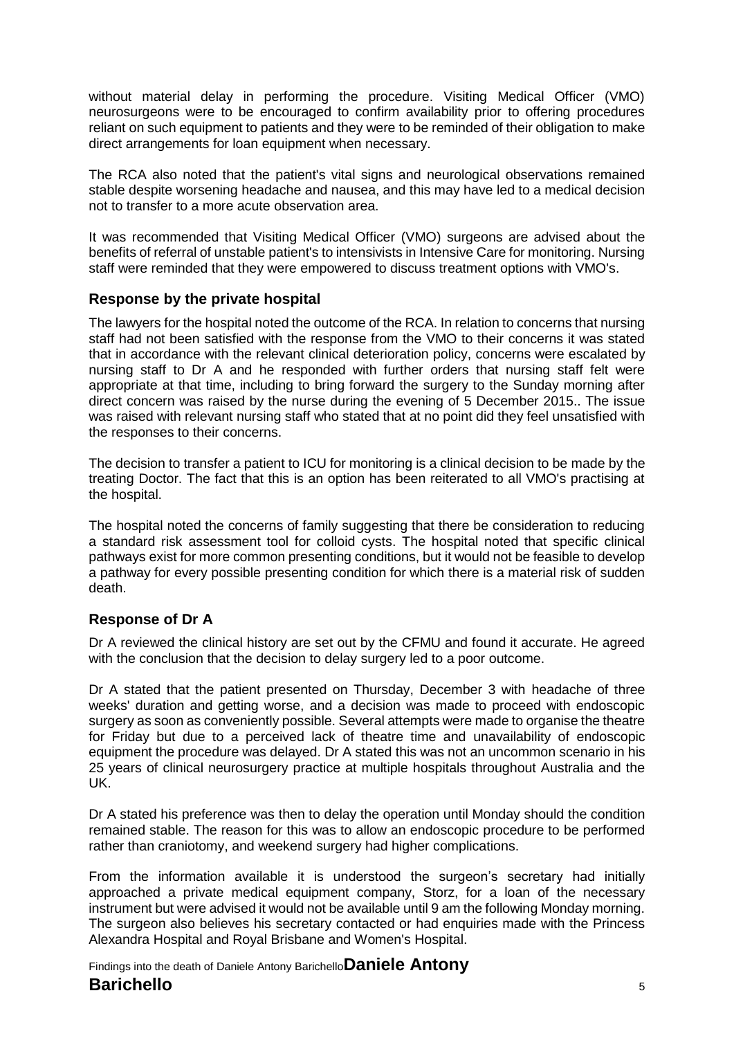without material delay in performing the procedure. Visiting Medical Officer (VMO) neurosurgeons were to be encouraged to confirm availability prior to offering procedures reliant on such equipment to patients and they were to be reminded of their obligation to make direct arrangements for loan equipment when necessary.

The RCA also noted that the patient's vital signs and neurological observations remained stable despite worsening headache and nausea, and this may have led to a medical decision not to transfer to a more acute observation area.

It was recommended that Visiting Medical Officer (VMO) surgeons are advised about the benefits of referral of unstable patient's to intensivists in Intensive Care for monitoring. Nursing staff were reminded that they were empowered to discuss treatment options with VMO's.

## Response by the private hospital

The lawyers for the hospital noted the outcome of the RCA. In relation to concerns that nursing staff had not been satisfied with the response from the VMO to their concerns it was stated that in accordance with the relevant clinical deterioration policy, concerns were escalated by nursing staff to Dr A and he responded with further orders that nursing staff felt were appropriate at that time, including to bring forward the surgery to the Sunday morning after direct concern was raised by the nurse during the evening of 5 December 2015.. The issue was raised with relevant nursing staff who stated that at no point did they feel unsatisfied with the responses to their concerns.

The decision to transfer a patient to ICU for monitoring is a clinical decision to be made by the treating Doctor. The fact that this is an option has been reiterated to all VMO's practising at the hospital.

The hospital noted the concerns of family suggesting that there be consideration to reducing a standard risk assessment tool for colloid cysts. The hospital noted that specific clinical pathways exist for more common presenting conditions, but it would not be feasible to develop a pathway for every possible presenting condition for which there is a material risk of sudden death.

## Response of Dr A

Dr A reviewed the clinical history are set out by the CFMU and found it accurate. He agreed with the conclusion that the decision to delay surgery led to a poor outcome.

Dr A stated that the patient presented on Thursday, December 3 with headache of three weeks' duration and getting worse, and a decision was made to proceed with endoscopic surgery as soon as conveniently possible. Several attempts were made to organise the theatre for Friday but due to a perceived lack of theatre time and unavailability of endoscopic equipment the procedure was delayed. Dr A stated this was not an uncommon scenario in his 25 years of clinical neurosurgery practice at multiple hospitals throughout Australia and the UK.

Dr A stated his preference was then to delay the operation until Monday should the condition remained stable. The reason for this was to allow an endoscopic procedure to be performed rather than craniotomy, and weekend surgery had higher complications.

From the information available it is understood the surgeon's secretary had initially approached a private medical equipment company, Storz, for a loan of the necessary instrument but were advised it would not be available until 9 am the following Monday morning. The surgeon also believes his secretary contacted or had enquiries made with the Princess Alexandra Hospital and Royal Brisbane and Women's Hospital.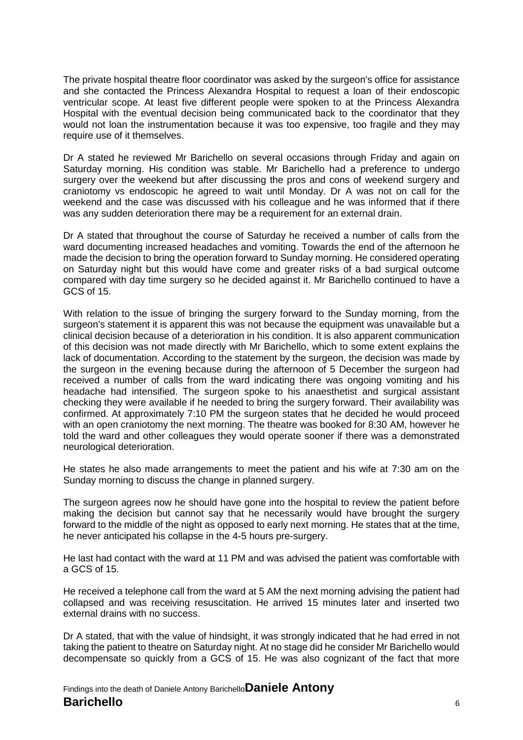The private hospital theatre floor coordinator was asked by the surgeon's office for assistance and she contacted the Princess Alexandra Hospital to request a loan of their endoscopic ventricular scope. At least five different people were spoken to at the Princess Alexandra Hospital with the eventual decision being communicated back to the coordinator that they would not loan the instrumentation because it was too expensive, too fragile and they may require use of it themselves.

Dr A stated he reviewed Mr Barichello on several occasions through Friday and again on Saturday morning. His condition was stable. Mr Barichello had a preference to undergo surgery over the weekend but after discussing the pros and cons of weekend surgery and craniotomy vs endoscopic he agreed to wait until Monday. Dr A was not on call for the weekend and the case was discussed with his colleague and he was informed that if there was any sudden deterioration there may be a requirement for an external drain.

Dr A stated that throughout the course of Saturday he received a number of calls from the ward documenting increased headaches and vomiting. Towards the end of the afternoon he made the decision to bring the operation forward to Sunday morning. He considered operating on Saturday night but this would have come and greater risks of a bad surgical outcome compared with day time surgery so he decided against it. Mr Barichello continued to have a GCS of 15.

With relation to the issue of bringing the surgery forward to the Sunday morning, from the surgeon's statement it is apparent this was not because the equipment was unavailable but a clinical decision because of a deterioration in his condition. It is also apparent communication of this decision was not made directly with Mr Barichello, which to some extent explains the lack of documentation. According to the statement by the surgeon, the decision was made by the surgeon in the evening because during the afternoon of 5 December the surgeon had received a number of calls from the ward indicating there was ongoing vomiting and his headache had intensified. The surgeon spoke to his anaesthetist and surgical assistant checking they were available if he needed to bring the surgery forward. Their availability was confirmed. At approximately 7:10 PM the surgeon states that he decided he would proceed with an open craniotomy the next morning. The theatre was booked for 8:30 AM, however he told the ward and other colleagues they would operate sooner if there was a demonstrated neurological deterioration.

He states he also made arrangements to meet the patient and his wife at 7:30 am on the Sunday morning to discuss the change in planned surgery.

The surgeon agrees now he should have gone into the hospital to review the patient before making the decision but cannot say that he necessarily would have brought the surgery forward to the middle of the night as opposed to early next morning. He states that at the time, he never anticipated his collapse in the 4-5 hours pre-surgery.

He last had contact with the ward at 11 PM and was advised the patient was comfortable with a GCS of 15.

He received a telephone call from the ward at 5 AM the next morning advising the patient had collapsed and was receiving resuscitation. He arrived 15 minutes later and inserted two external drains with no success.

Dr A stated, that with the value of hindsight, it was strongly indicated that he had erred in not taking the patient to theatre on Saturday night. At no stage did he consider Mr Barichello would decompensate so quickly from a GCS of 15. He was also cognizant of the fact that more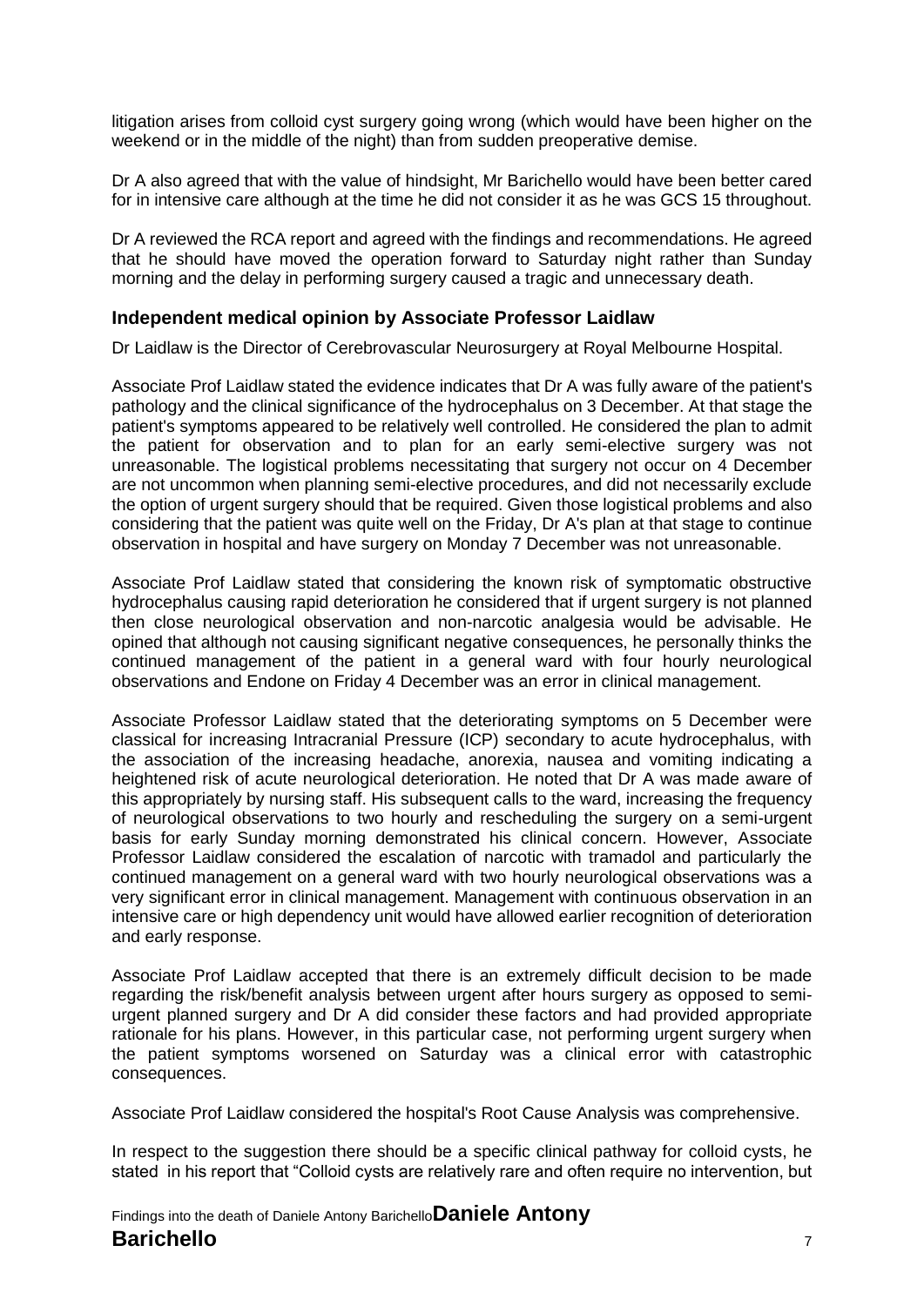litigation arises from colloid cyst surgery going wrong (which would have been higher on the weekend or in the middle of the night) than from sudden preoperative demise.

Dr A also agreed that with the value of hindsight, Mr Barichello would have been better cared for in intensive care although at the time he did not consider it as he was GCS 15 throughout.

Dr A reviewed the RCA report and agreed with the findings and recommendations. He agreed that he should have moved the operation forward to Saturday night rather than Sunday morning and the delay in performing surgery caused a tragic and unnecessary death.

### Independent medical opinion by Associate Professor Laidlaw

Dr Laidlaw is the Director of Cerebrovascular Neurosurgery at Royal Melbourne Hospital.

Associate Prof Laidlaw stated the evidence indicates that Dr A was fully aware of the patient's pathology and the clinical significance of the hydrocephalus on 3 December. At that stage the patient's symptoms appeared to be relatively well controlled. He considered the plan to admit the patient for observation and to plan for an early semi-elective surgery was not unreasonable. The logistical problems necessitating that surgery not occur on 4 December are not uncommon when planning semi-elective procedures, and did not necessarily exclude the option of urgent surgery should that be required. Given those logistical problems and also considering that the patient was quite well on the Friday, Dr A's plan at that stage to continue observation in hospital and have surgery on Monday 7 December was not unreasonable.

Associate Prof Laidlaw stated that considering the known risk of symptomatic obstructive hydrocephalus causing rapid deterioration he considered that if urgent surgery is not planned then close neurological observation and non-narcotic analgesia would be advisable. He opined that although not causing significant negative consequences, he personally thinks the continued management of the patient in a general ward with four hourly neurological observations and Endone on Friday 4 December was an error in clinical management.

Associate Professor Laidlaw stated that the deteriorating symptoms on 5 December were classical for increasing Intracranial Pressure (ICP) secondary to acute hydrocephalus, with the association of the increasing headache, anorexia, nausea and vomiting indicating a heightened risk of acute neurological deterioration. He noted that Dr A was made aware of this appropriately by nursing staff. His subsequent calls to the ward, increasing the frequency of neurological observations to two hourly and rescheduling the surgery on a semi-urgent basis for early Sunday morning demonstrated his clinical concern. However, Associate Professor Laidlaw considered the escalation of narcotic with tramadol and particularly the continued management on a general ward with two hourly neurological observations was a very significant error in clinical management. Management with continuous observation in an intensive care or high dependency unit would have allowed earlier recognition of deterioration and early response.

Associate Prof Laidlaw accepted that there is an extremely difficult decision to be made regarding the risk/benefit analysis between urgent after hours surgery as opposed to semi-urgent planned surgery and Dr A did consider these factors and had provided appropriate rationale for his plans. However, in this particular case, not performing urgent surgery when the patient symptoms worsened on Saturday was a clinical error with catastrophic consequences.

Associate Prof Laidlaw considered the hospital's Root Cause Analysis was comprehensive.

In respect to the suggestion there should be a specific clinical pathway for colloid cysts, he stated in his report that "Colloid cysts are relatively rare and often require no intervention, but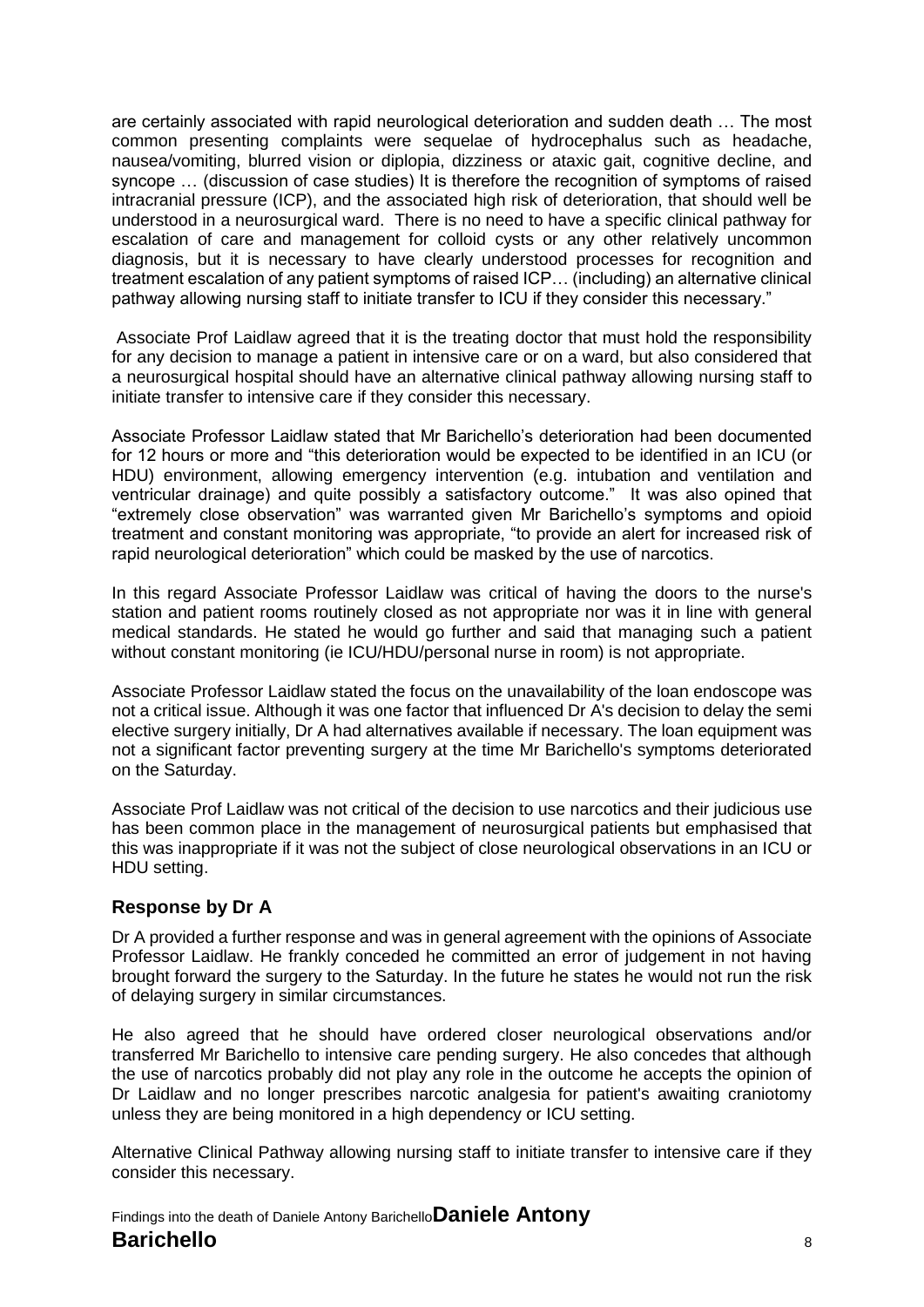are certainly associated with rapid neurological deterioration and sudden death … The most common presenting complaints were sequelae of hydrocephalus such as headache, nausea/vomiting, blurred vision or diplopia, dizziness or ataxic gait, cognitive decline, and syncope … (discussion of case studies) It is therefore the recognition of symptoms of raised intracranial pressure (ICP), and the associated high risk of deterioration, that should well be understood in a neurosurgical ward. There is no need to have a specific clinical pathway for escalation of care and management for colloid cysts or any other relatively uncommon diagnosis, but it is necessary to have clearly understood processes for recognition and treatment escalation of any patient symptoms of raised ICP… (including) an alternative clinical pathway allowing nursing staff to initiate transfer to ICU if they consider this necessary."

Associate Prof Laidlaw agreed that it is the treating doctor that must hold the responsibility for any decision to manage a patient in intensive care or on a ward, but also considered that a neurosurgical hospital should have an alternative clinical pathway allowing nursing staff to initiate transfer to intensive care if they consider this necessary.

Associate Professor Laidlaw stated that Mr Barichello's deterioration had been documented for 12 hours or more and "this deterioration would be expected to be identified in an ICU (or HDU) environment, allowing emergency intervention (e.g. intubation and ventilation and ventricular drainage) and quite possibly a satisfactory outcome." It was also opined that "extremely close observation" was warranted given Mr Barichello's symptoms and opioid treatment and constant monitoring was appropriate, "to provide an alert for increased risk of rapid neurological deterioration" which could be masked by the use of narcotics.

In this regard Associate Professor Laidlaw was critical of having the doors to the nurse's station and patient rooms routinely closed as not appropriate nor was it in line with general medical standards. He stated he would go further and said that managing such a patient without constant monitoring (ie ICU/HDU/personal nurse in room) is not appropriate.

Associate Professor Laidlaw stated the focus on the unavailability of the loan endoscope was not a critical issue. Although it was one factor that influenced Dr A's decision to delay the semi elective surgery initially, Dr A had alternatives available if necessary. The loan equipment was not a significant factor preventing surgery at the time Mr Barichello's symptoms deteriorated on the Saturday.

Associate Prof Laidlaw was not critical of the decision to use narcotics and their judicious use has been common place in the management of neurosurgical patients but emphasised that this was inappropriate if it was not the subject of close neurological observations in an ICU or HDU setting.

## Response by Dr A

Dr A provided a further response and was in general agreement with the opinions of Associate Professor Laidlaw. He frankly conceded he committed an error of judgement in not having brought forward the surgery to the Saturday. In the future he states he would not run the risk of delaying surgery in similar circumstances.

He also agreed that he should have ordered closer neurological observations and/or transferred Mr Barichello to intensive care pending surgery. He also concedes that although the use of narcotics probably did not play any role in the outcome he accepts the opinion of Dr Laidlaw and no longer prescribes narcotic analgesia for patient's awaiting craniotomy unless they are being monitored in a high dependency or ICU setting.

Alternative Clinical Pathway allowing nursing staff to initiate transfer to intensive care if they consider this necessary.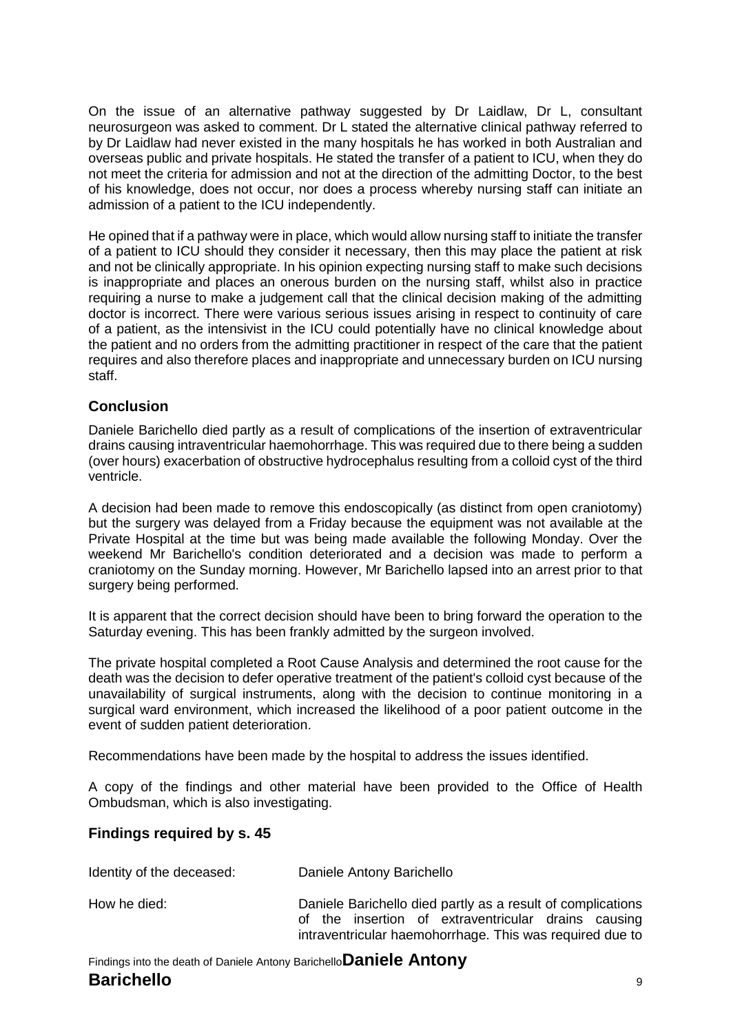On the issue of an alternative pathway suggested by Dr Laidlaw, Dr L, consultant neurosurgeon was asked to comment. Dr L stated the alternative clinical pathway referred to by Dr Laidlaw had never existed in the many hospitals he has worked in both Australian and overseas public and private hospitals. He stated the transfer of a patient to ICU, when they do not meet the criteria for admission and not at the direction of the admitting Doctor, to the best of his knowledge, does not occur, nor does a process whereby nursing staff can initiate an admission of a patient to the ICU independently.

He opined that if a pathway were in place, which would allow nursing staff to initiate the transfer of a patient to ICU should they consider it necessary, then this may place the patient at risk and not be clinically appropriate. In his opinion expecting nursing staff to make such decisions is inappropriate and places an onerous burden on the nursing staff, whilst also in practice requiring a nurse to make a judgement call that the clinical decision making of the admitting doctor is incorrect. There were various serious issues arising in respect to continuity of care of a patient, as the intensivist in the ICU could potentially have no clinical knowledge about the patient and no orders from the admitting practitioner in respect of the care that the patient requires and also therefore places and inappropriate and unnecessary burden on ICU nursing staff.

## Conclusion

Daniele Barichello died partly as a result of complications of the insertion of extraventricular drains causing intraventricular haemohorrhage. This was required due to there being a sudden (over hours) exacerbation of obstructive hydrocephalus resulting from a colloid cyst of the third ventricle.

A decision had been made to remove this endoscopically (as distinct from open craniotomy) but the surgery was delayed from a Friday because the equipment was not available at the Private Hospital at the time but was being made available the following Monday. Over the weekend Mr Barichello's condition deteriorated and a decision was made to perform a craniotomy on the Sunday morning. However, Mr Barichello lapsed into an arrest prior to that surgery being performed.

It is apparent that the correct decision should have been to bring forward the operation to the Saturday evening. This has been frankly admitted by the surgeon involved.

The private hospital completed a Root Cause Analysis and determined the root cause for the death was the decision to defer operative treatment of the patient's colloid cyst because of the unavailability of surgical instruments, along with the decision to continue monitoring in a surgical ward environment, which increased the likelihood of a poor patient outcome in the event of sudden patient deterioration.

Recommendations have been made by the hospital to address the issues identified.

A copy of the findings and other material have been provided to the Office of Health Ombudsman, which is also investigating.

## Findings required by s. 45

| | |
|---|---|
| Identity of the deceased: | Daniele Antony Barichello |
| How he died: | Daniele Barichello died partly as a result of complications of the insertion of extraventricular drains causing intraventricular haemohorrhage. This was required due to |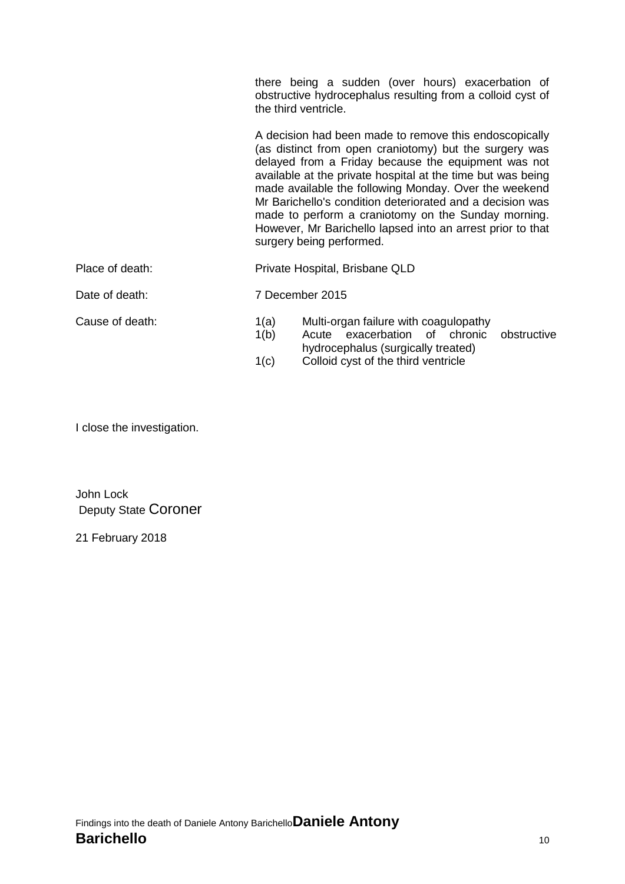there being a sudden (over hours) exacerbation of obstructive hydrocephalus resulting from a colloid cyst of the third ventricle.

A decision had been made to remove this endoscopically (as distinct from open craniotomy) but the surgery was delayed from a Friday because the equipment was not available at the private hospital at the time but was being made available the following Monday. Over the weekend Mr Barichello's condition deteriorated and a decision was made to perform a craniotomy on the Sunday morning. However, Mr Barichello lapsed into an arrest prior to that surgery being performed.

| | |
|---|---|
| Place of death: | Private Hospital, Brisbane QLD |
| Date of death: | 7 December 2015 |
| Cause of death: | 1(a) Multi-organ failure with coagulopathy<br>1(b) Acute exacerbation of chronic obstructive hydrocephalus (surgically treated)<br>1(c) Colloid cyst of the third ventricle |

I close the investigation.

John Lock
Deputy State Coroner

21 February 2018